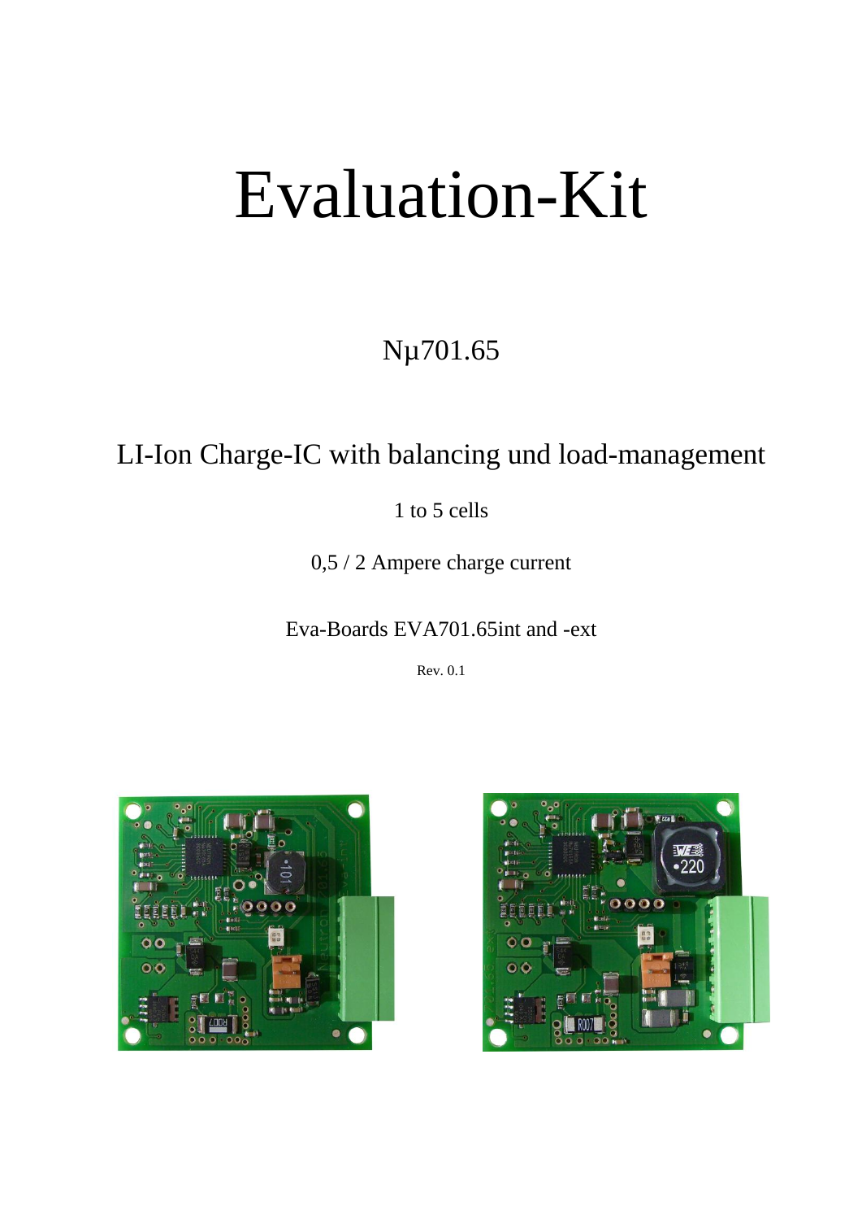# Evaluation-Kit

## Nµ701.65

## LI-Ion Charge-IC with balancing und load-management

1 to 5 cells

0,5 / 2 Ampere charge current

Eva-Boards EVA701.65int and -ext

Rev. 0.1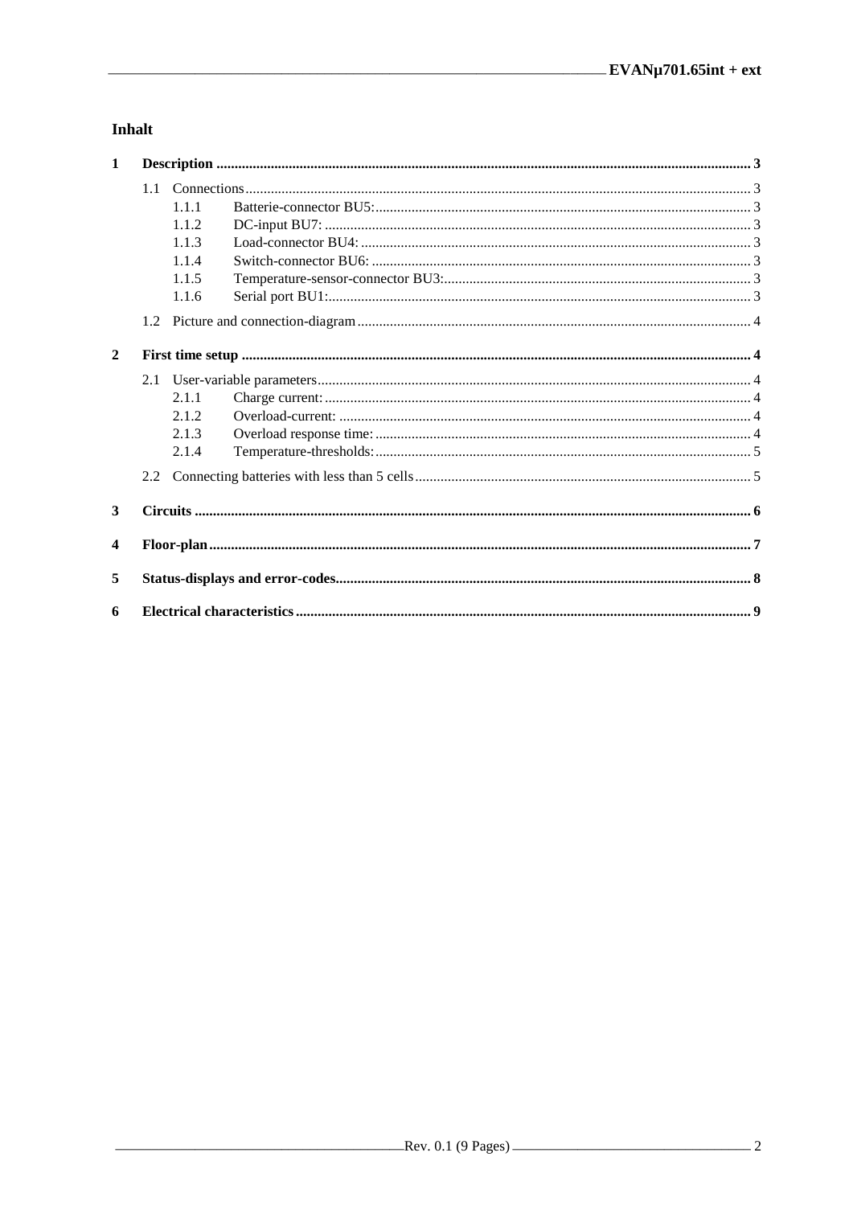# Inhalt

1 **Description** ... 3

- 1.1 Connections ... 3
  - 1.1.1 Batterie-connector BU5: ... 3
  - 1.1.2 DC-input BU7: ... 3
  - 1.1.3 Load-connector BU4: ... 3
  - 1.1.4 Switch-connector BU6: ... 3
  - 1.1.5 Temperature-sensor-connector BU3: ... 3
  - 1.1.6 Serial port BU1: ... 3
- 1.2 Picture and connection-diagram ... 4

2 **First time setup** ... 4

- 2.1 User-variable parameters ... 4
  - 2.1.1 Charge current: ... 4
  - 2.1.2 Overload-current: ... 4
  - 2.1.3 Overload response time: ... 4
  - 2.1.4 Temperature-thresholds: ... 5
- 2.2 Connecting batteries with less than 5 cells ... 5

3 **Circuits** ... 6

4 **Floor-plan** ... 7

5 **Status-displays and error-codes** ... 8

6 **Electrical characteristics** ... 9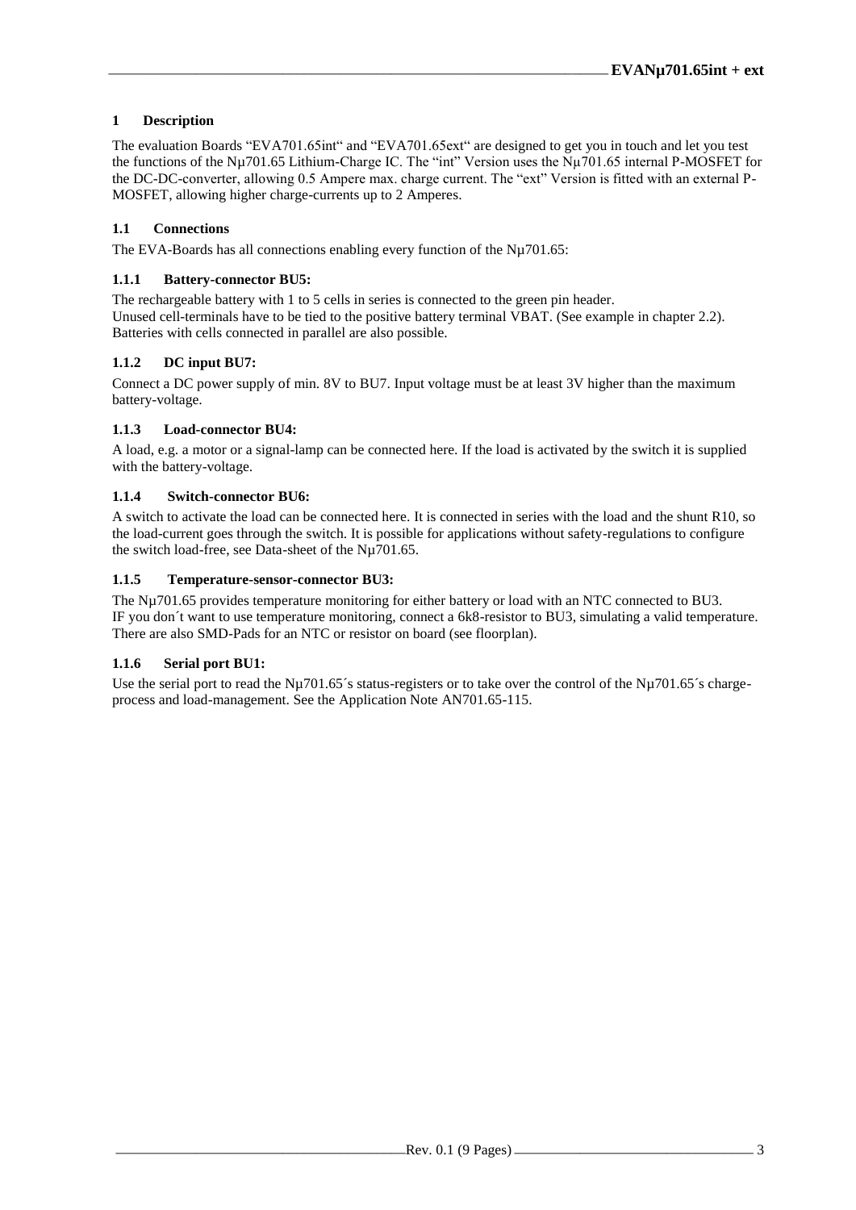# 1 Description

The evaluation Boards "EVA701.65int" and "EVA701.65ext" are designed to get you in touch and let you test the functions of the Nµ701.65 Lithium-Charge IC. The "int" Version uses the Nµ701.65 internal P-MOSFET for the DC-DC-converter, allowing 0.5 Ampere max. charge current. The "ext" Version is fitted with an external P-MOSFET, allowing higher charge-currents up to 2 Amperes.

## 1.1 Connections

The EVA-Boards has all connections enabling every function of the Nµ701.65:

### 1.1.1 Battery-connector BU5:

The rechargeable battery with 1 to 5 cells in series is connected to the green pin header.
Unused cell-terminals have to be tied to the positive battery terminal VBAT. (See example in chapter 2.2).
Batteries with cells connected in parallel are also possible.

### 1.1.2 DC input BU7:

Connect a DC power supply of min. 8V to BU7. Input voltage must be at least 3V higher than the maximum battery-voltage.

### 1.1.3 Load-connector BU4:

A load, e.g. a motor or a signal-lamp can be connected here. If the load is activated by the switch it is supplied with the battery-voltage.

### 1.1.4 Switch-connector BU6:

A switch to activate the load can be connected here. It is connected in series with the load and the shunt R10, so the load-current goes through the switch. It is possible for applications without safety-regulations to configure the switch load-free, see Data-sheet of the Nµ701.65.

### 1.1.5 Temperature-sensor-connector BU3:

The Nµ701.65 provides temperature monitoring for either battery or load with an NTC connected to BU3.
IF you don´t want to use temperature monitoring, connect a 6k8-resistor to BU3, simulating a valid temperature.
There are also SMD-Pads for an NTC or resistor on board (see floorplan).

### 1.1.6 Serial port BU1:

Use the serial port to read the Nµ701.65´s status-registers or to take over the control of the Nµ701.65´s charge-process and load-management. See the Application Note AN701.65-115.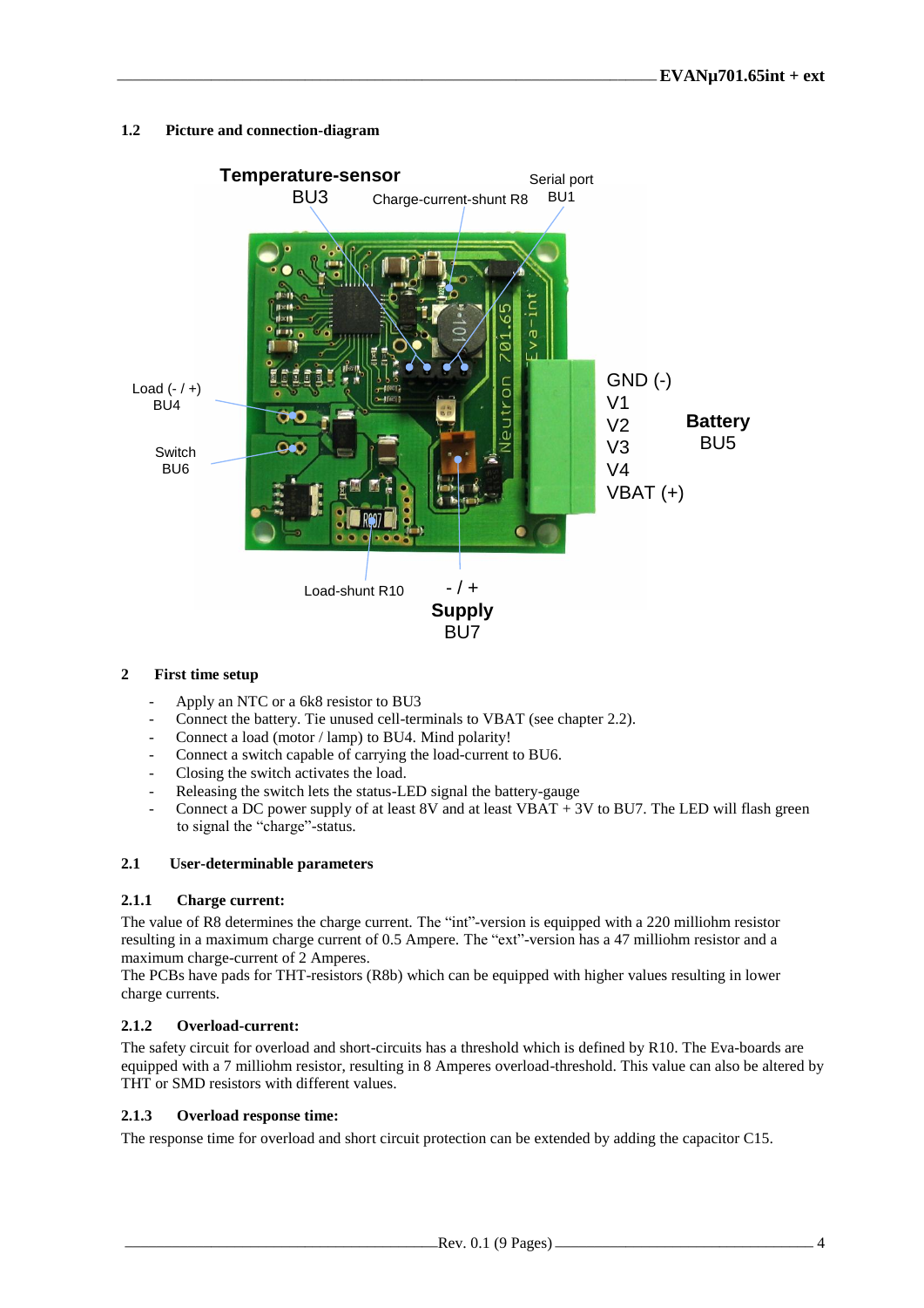## 1.2 Picture and connection-diagram

# 2 First time setup

- Apply an NTC or a 6k8 resistor to BU3
- Connect the battery. Tie unused cell-terminals to VBAT (see chapter 2.2).
- Connect a load (motor / lamp) to BU4. Mind polarity!
- Connect a switch capable of carrying the load-current to BU6.
- Closing the switch activates the load.
- Releasing the switch lets the status-LED signal the battery-gauge
- Connect a DC power supply of at least 8V and at least VBAT + 3V to BU7. The LED will flash green to signal the “charge”-status.

## 2.1 User-determinable parameters

### 2.1.1 Charge current:

The value of R8 determines the charge current. The “int”-version is equipped with a 220 milliohm resistor resulting in a maximum charge current of 0.5 Ampere. The “ext”-version has a 47 milliohm resistor and a maximum charge-current of 2 Amperes.
The PCBs have pads for THT-resistors (R8b) which can be equipped with higher values resulting in lower charge currents.

### 2.1.2 Overload-current:

The safety circuit for overload and short-circuits has a threshold which is defined by R10. The Eva-boards are equipped with a 7 milliohm resistor, resulting in 8 Amperes overload-threshold. This value can also be altered by THT or SMD resistors with different values.

### 2.1.3 Overload response time:

The response time for overload and short circuit protection can be extended by adding the capacitor C15.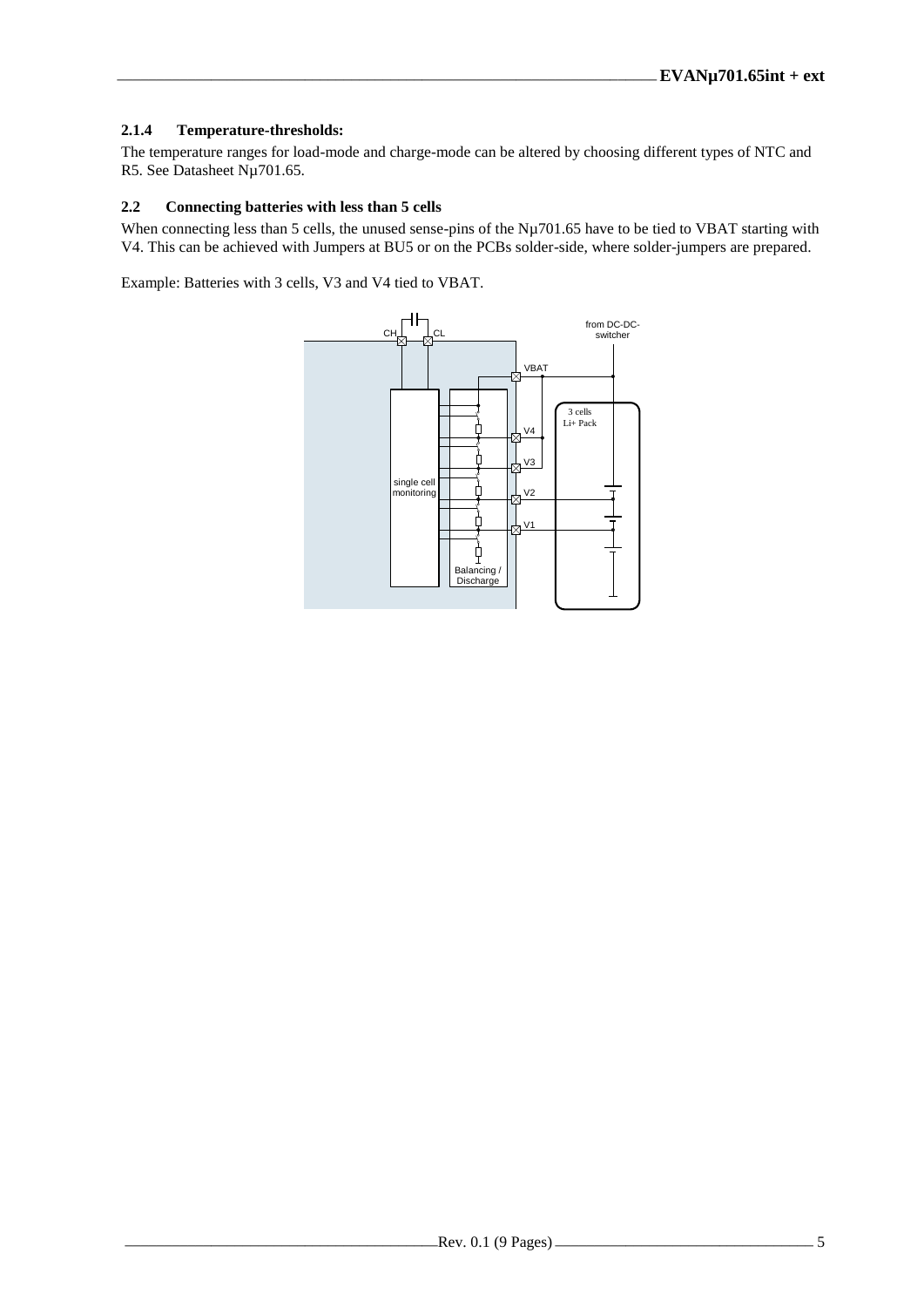### 2.1.4 Temperature-thresholds:

The temperature ranges for load-mode and charge-mode can be altered by choosing different types of NTC and R5. See Datasheet Nµ701.65.

## 2.2 Connecting batteries with less than 5 cells

When connecting less than 5 cells, the unused sense-pins of the Nµ701.65 have to be tied to VBAT starting with V4. This can be achieved with Jumpers at BU5 or on the PCBs solder-side, where solder-jumpers are prepared.

Example: Batteries with 3 cells, V3 and V4 tied to VBAT.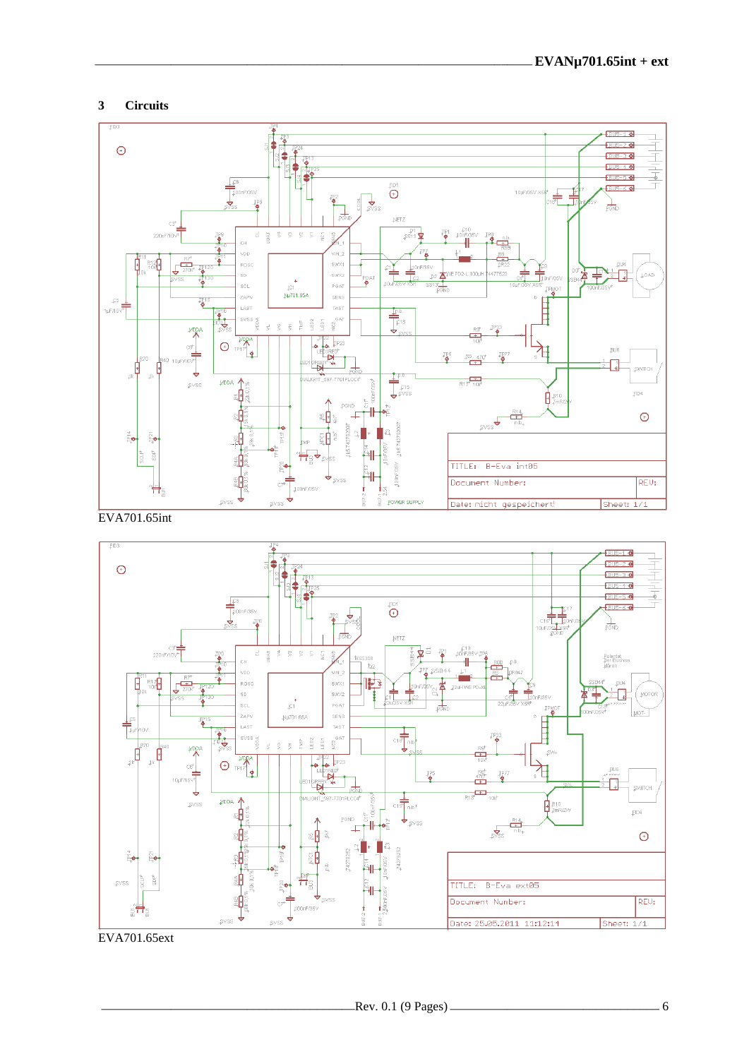## 3 Circuits

EVA701.65int

EVA701.65ext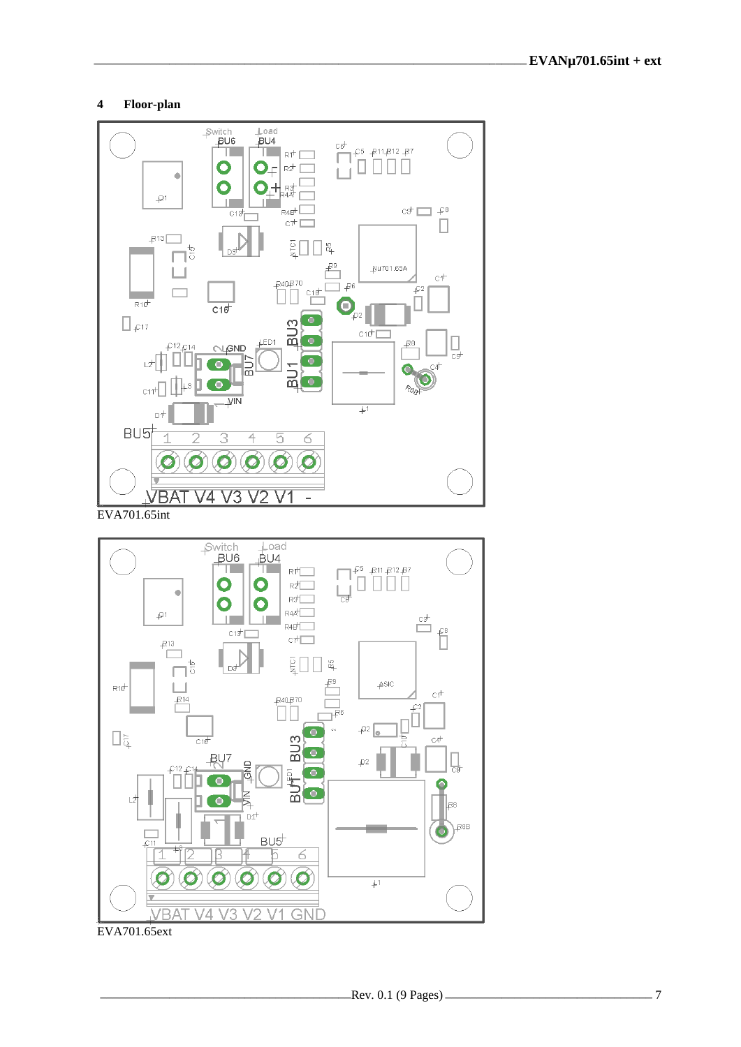## 4 Floor-plan

EVA701.65int

EVA701.65ext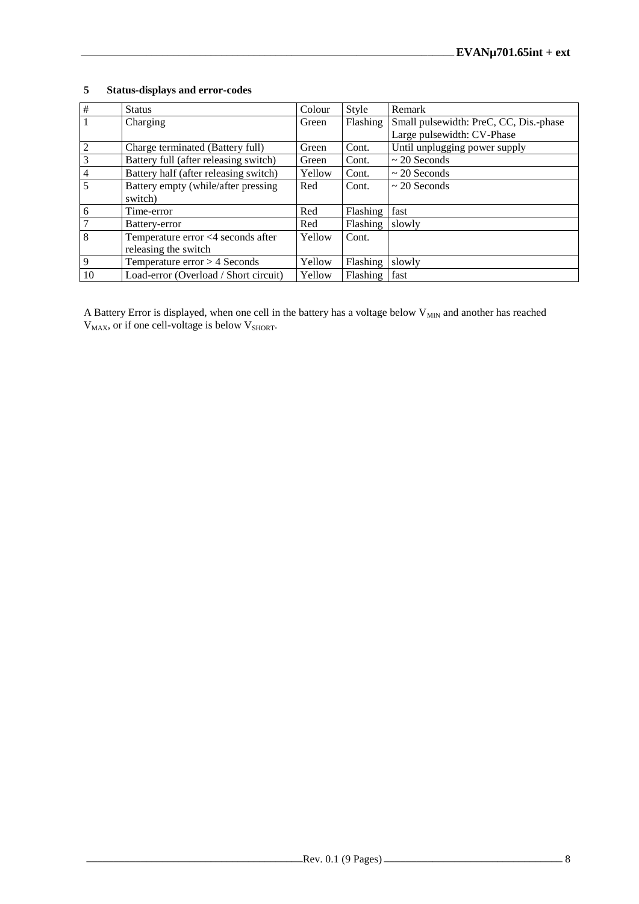## 5 Status-displays and error-codes

| # | Status | Colour | Style | Remark |
|---|---|---|---|---|
| 1 | Charging | Green | Flashing | Small pulsewidth: PreC, CC, Dis.-phase Large pulsewidth: CV-Phase |
| 2 | Charge terminated (Battery full) | Green | Cont. | Until unplugging power supply |
| 3 | Battery full (after releasing switch) | Green | Cont. | ~ 20 Seconds |
| 4 | Battery half (after releasing switch) | Yellow | Cont. | ~ 20 Seconds |
| 5 | Battery empty (while/after pressing switch) | Red | Cont. | ~ 20 Seconds |
| 6 | Time-error | Red | Flashing | fast |
| 7 | Battery-error | Red | Flashing | slowly |
| 8 | Temperature error <4 seconds after releasing the switch | Yellow | Cont. | |
| 9 | Temperature error > 4 Seconds | Yellow | Flashing | slowly |
| 10 | Load-error (Overload / Short circuit) | Yellow | Flashing | fast |

A Battery Error is displayed, when one cell in the battery has a voltage below $V_{MIN}$ and another has reached $V_{MAX}$, or if one cell-voltage is below $V_{SHORT}$.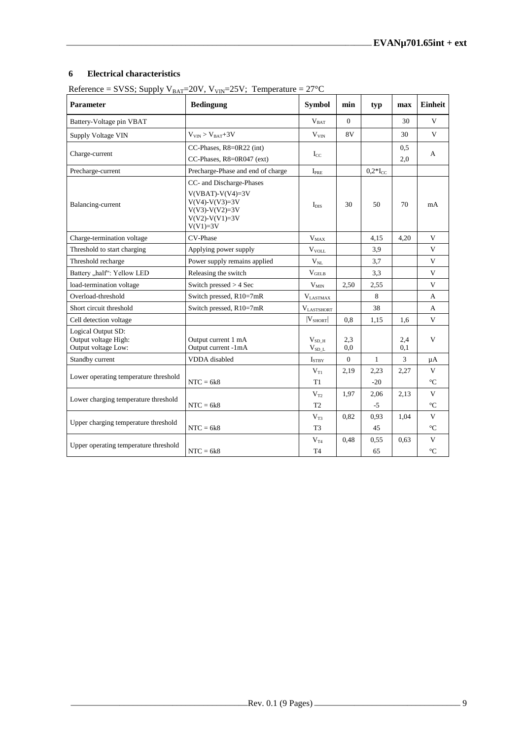## 6 Electrical characteristics

Reference = SVSS; Supply $V_{BAT}$=20V, $V_{VIN}$=25V; Temperature = 27°C

| Parameter | Bedingung | Symbol | min | typ | max | Einheit |
|---|---|---|---|---|---|---|
| Battery-Voltage pin VBAT | | $V_{BAT}$ | 0 | | 30 | V |
| Supply Voltage VIN | $V_{VIN} > V_{BAT}$+3V | $V_{VIN}$ | 8V | | 30 | V |
| Charge-current | CC-Phases, R8=0R22 (int)<br>CC-Phases, R8=0R047 (ext) | $I_{CC}$ | | | 0,5<br>2,0 | A |
| Precharge-current | Precharge-Phase and end of charge | $I_{PRE}$ | | $0,2*I_{CC}$ | | |
| Balancing-current | CC- and Discharge-Phases<br>V(VBAT)-V(V4)=3V<br>V(V4)-V(V3)=3V<br>V(V3)-V(V2)=3V<br>V(V2)-V(V1)=3V<br>V(V1)=3V | $I_{DIS}$ | 30 | 50 | 70 | mA |
| Charge-termination voltage | CV-Phase | $V_{MAX}$ | | 4,15 | 4,20 | V |
| Threshold to start charging | Applying power supply | $V_{VOLL}$ | | 3,9 | | V |
| Threshold recharge | Power supply remains applied | $V_{NL}$ | | 3,7 | | V |
| Battery „half“: Yellow LED | Releasing the switch | $V_{GELB}$ | | 3,3 | | V |
| load-termination voltage | Switch pressed > 4 Sec | $V_{MIN}$ | 2,50 | 2,55 | | V |
| Overload-threshold | Switch pressed, R10=7mR | $V_{LASTMAX}$ | | 8 | | A |
| Short circuit threshold | Switch pressed, R10=7mR | $V_{LASTSHORT}$ | | 38 | | A |
| Cell detection voltage | | $\|V_{SHORT}\|$ | 0,8 | 1,15 | 1,6 | V |
| Logical Output SD:<br>Output voltage High:<br>Output voltage Low: | Output current 1 mA<br>Output current -1mA | $V_{SD\_H}$<br>$V_{SD\_L}$ | 2,3<br>0,0 | | 2,4<br>0,1 | V |
| Standby current | VDDA disabled | $I_{STBY}$ | 0 | 1 | 3 | µA |
| Lower operating temperature threshold | | $V_{T1}$ | 2,19 | 2,23 | 2,27 | V |
| | NTC = 6k8 | T1 | | -20 | | °C |
| Lower charging temperature threshold | | $V_{T2}$ | 1,97 | 2,06 | 2,13 | V |
| | NTC = 6k8 | T2 | | -5 | | °C |
| Upper charging temperature threshold | | $V_{T3}$ | 0,82 | 0,93 | 1,04 | V |
| | NTC = 6k8 | T3 | | 45 | | °C |
| Upper operating temperature threshold | | $V_{T4}$ | 0,48 | 0,55 | 0,63 | V |
| | NTC = 6k8 | T4 | | 65 | | °C |